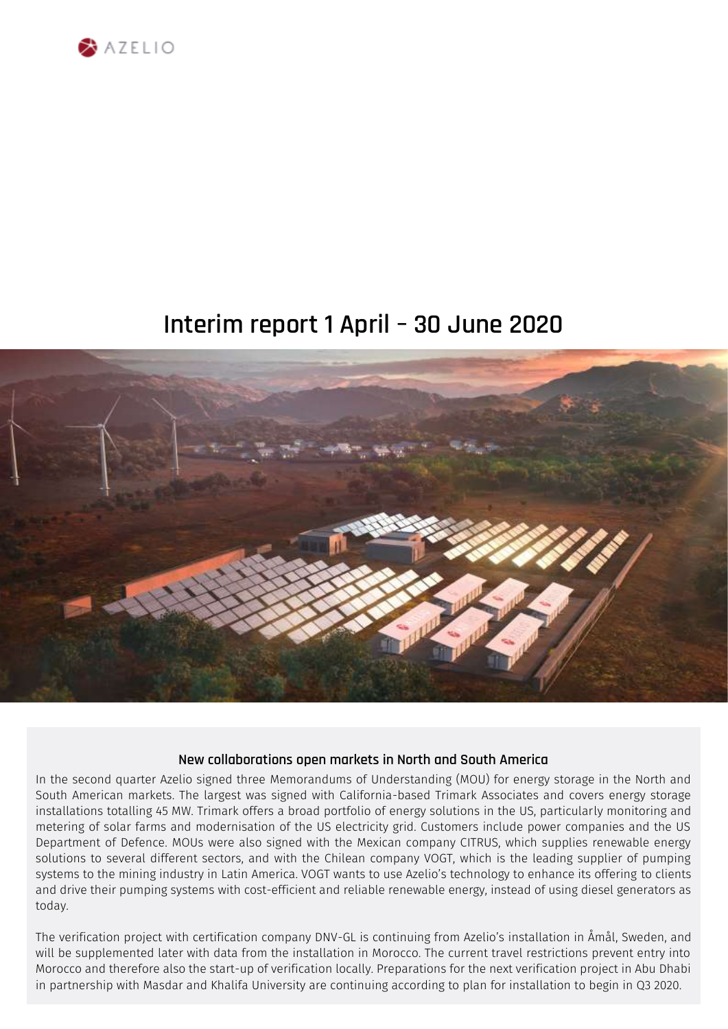AZELIO

# Interim report 1 April – 30 June 2020

### New collaborations open markets in North and South America

In the second quarter Azelio signed three Memorandums of Understanding (MOU) for energy storage in the North and South American markets. The largest was signed with California-based Trimark Associates and covers energy storage installations totalling 45 MW. Trimark offers a broad portfolio of energy solutions in the US, particularly monitoring and metering of solar farms and modernisation of the US electricity grid. Customers include power companies and the US Department of Defence. MOUs were also signed with the Mexican company CITRUS, which supplies renewable energy solutions to several different sectors, and with the Chilean company VOGT, which is the leading supplier of pumping systems to the mining industry in Latin America. VOGT wants to use Azelio's technology to enhance its offering to clients and drive their pumping systems with cost-efficient and reliable renewable energy, instead of using diesel generators as today.

The verification project with certification company DNV-GL is continuing from Azelio's installation in Åmål, Sweden, and will be supplemented later with data from the installation in Morocco. The current travel restrictions prevent entry into Morocco and therefore also the start-up of verification locally. Preparations for the next verification project in Abu Dhabi in partnership with Masdar and Khalifa University are continuing according to plan for installation to begin in Q3 2020.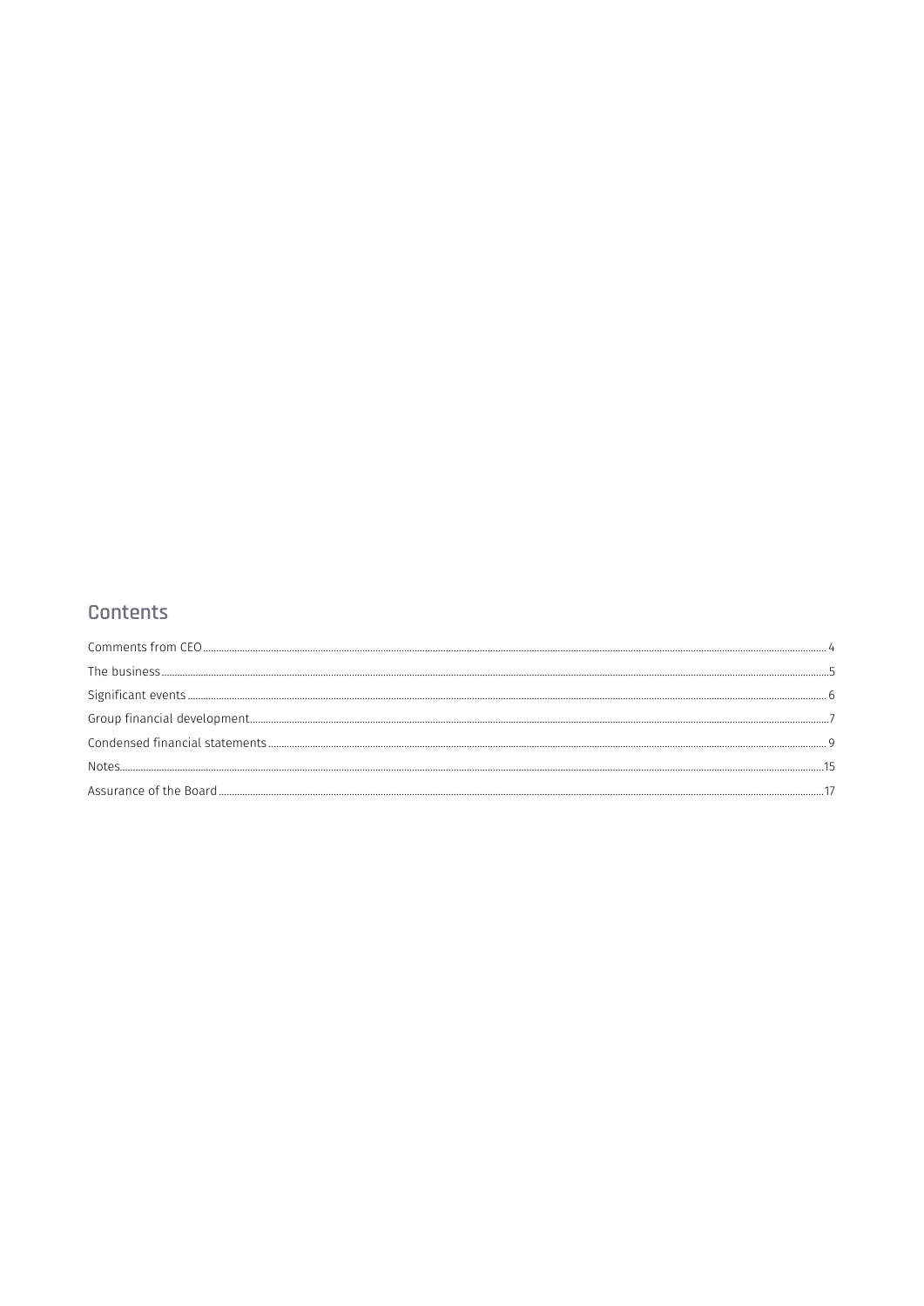## Contents

Comments from CEO ........ 4
The business ........ 5
Significant events ........ 6
Group financial development ........ 7
Condensed financial statements ........ 9
Notes ........ 15
Assurance of the Board ........ 17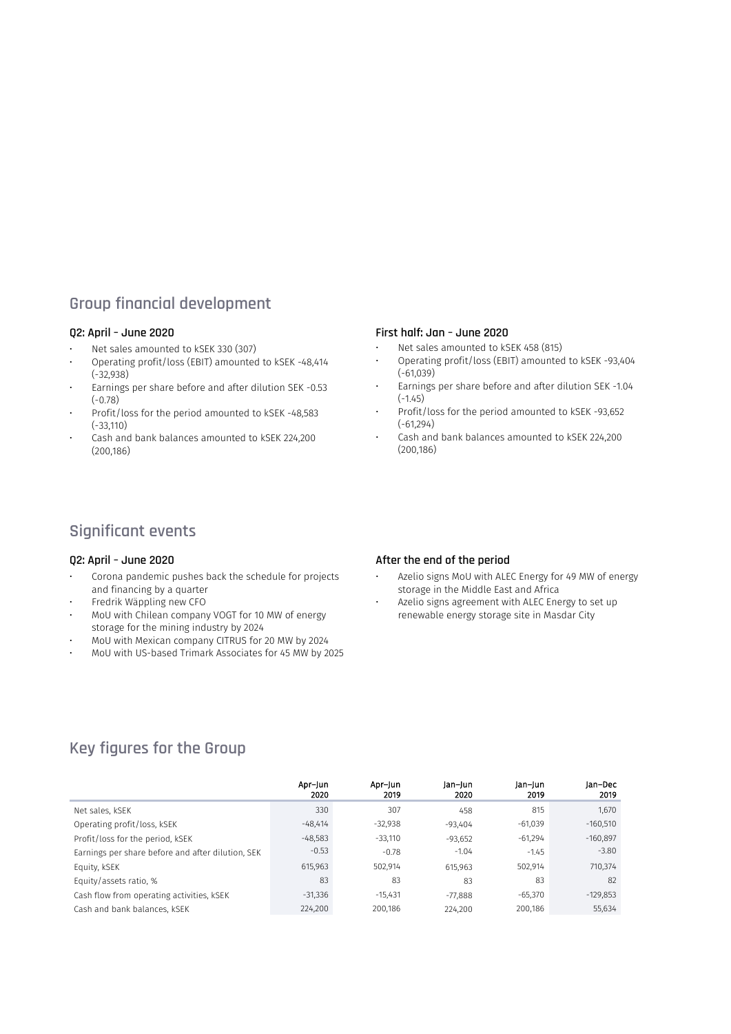## Group financial development

### Q2: April – June 2020

- Net sales amounted to kSEK 330 (307)
- Operating profit/loss (EBIT) amounted to kSEK -48,414 (-32,938)
- Earnings per share before and after dilution SEK -0.53 (-0.78)
- Profit/loss for the period amounted to kSEK -48,583 (-33,110)
- Cash and bank balances amounted to kSEK 224,200 (200,186)

### First half: Jan – June 2020

- Net sales amounted to kSEK 458 (815)
- Operating profit/loss (EBIT) amounted to kSEK -93,404 (-61,039)
- Earnings per share before and after dilution SEK -1.04 (-1.45)
- Profit/loss for the period amounted to kSEK -93,652 (-61,294)
- Cash and bank balances amounted to kSEK 224,200 (200,186)

## Significant events

### Q2: April – June 2020

- Corona pandemic pushes back the schedule for projects and financing by a quarter
- Fredrik Wäppling new CFO
- MoU with Chilean company VOGT for 10 MW of energy storage for the mining industry by 2024
- MoU with Mexican company CITRUS for 20 MW by 2024
- MoU with US-based Trimark Associates for 45 MW by 2025

### After the end of the period

- Azelio signs MoU with ALEC Energy for 49 MW of energy storage in the Middle East and Africa
- Azelio signs agreement with ALEC Energy to set up renewable energy storage site in Masdar City

## Key figures for the Group

| | Apr–Jun 2020 | Apr–Jun 2019 | Jan–Jun 2020 | Jan–Jun 2019 | Jan–Dec 2019 |
|---|---|---|---|---|---|
| Net sales, kSEK | 330 | 307 | 458 | 815 | 1,670 |
| Operating profit/loss, kSEK | -48,414 | -32,938 | -93,404 | -61,039 | -160,510 |
| Profit/loss for the period, kSEK | -48,583 | -33,110 | -93,652 | -61,294 | -160,897 |
| Earnings per share before and after dilution, SEK | -0.53 | -0.78 | -1.04 | -1.45 | -3.80 |
| Equity, kSEK | 615,963 | 502,914 | 615,963 | 502,914 | 710,374 |
| Equity/assets ratio, % | 83 | 83 | 83 | 83 | 82 |
| Cash flow from operating activities, kSEK | -31,336 | -15,431 | -77,888 | -65,370 | -129,853 |
| Cash and bank balances, kSEK | 224,200 | 200,186 | 224,200 | 200,186 | 55,634 |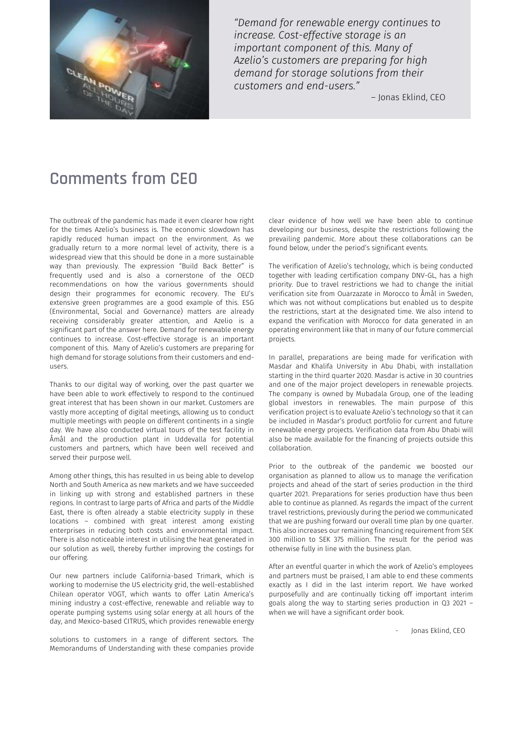*"Demand for renewable energy continues to increase. Cost-effective storage is an important component of this. Many of Azelio's customers are preparing for high demand for storage solutions from their customers and end-users."*

– Jonas Eklind, CEO

## Comments from CEO

The outbreak of the pandemic has made it even clearer how right for the times Azelio's business is. The economic slowdown has rapidly reduced human impact on the environment. As we gradually return to a more normal level of activity, there is a widespread view that this should be done in a more sustainable way than previously. The expression "Build Back Better" is frequently used and is also a cornerstone of the OECD recommendations on how the various governments should design their programmes for economic recovery. The EU's extensive green programmes are a good example of this. ESG (Environmental, Social and Governance) matters are already receiving considerably greater attention, and Azelio is a significant part of the answer here. Demand for renewable energy continues to increase. Cost-effective storage is an important component of this. Many of Azelio's customers are preparing for high demand for storage solutions from their customers and end-users.

Thanks to our digital way of working, over the past quarter we have been able to work effectively to respond to the continued great interest that has been shown in our market. Customers are vastly more accepting of digital meetings, allowing us to conduct multiple meetings with people on different continents in a single day. We have also conducted virtual tours of the test facility in Åmål and the production plant in Uddevalla for potential customers and partners, which have been well received and served their purpose well.

Among other things, this has resulted in us being able to develop North and South America as new markets and we have succeeded in linking up with strong and established partners in these regions. In contrast to large parts of Africa and parts of the Middle East, there is often already a stable electricity supply in these locations – combined with great interest among existing enterprises in reducing both costs and environmental impact. There is also noticeable interest in utilising the heat generated in our solution as well, thereby further improving the costings for our offering.

Our new partners include California-based Trimark, which is working to modernise the US electricity grid, the well-established Chilean operator VOGT, which wants to offer Latin America's mining industry a cost-effective, renewable and reliable way to operate pumping systems using solar energy at all hours of the day, and Mexico-based CITRUS, which provides renewable energy solutions to customers in a range of different sectors. The Memorandums of Understanding with these companies provide clear evidence of how well we have been able to continue developing our business, despite the restrictions following the prevailing pandemic. More about these collaborations can be found below, under the period's significant events.

The verification of Azelio's technology, which is being conducted together with leading certification company DNV-GL, has a high priority. Due to travel restrictions we had to change the initial verification site from Ouarzazate in Morocco to Åmål in Sweden, which was not without complications but enabled us to despite the restrictions, start at the designated time. We also intend to expand the verification with Morocco for data generated in an operating environment like that in many of our future commercial projects.

In parallel, preparations are being made for verification with Masdar and Khalifa University in Abu Dhabi, with installation starting in the third quarter 2020. Masdar is active in 30 countries and one of the major project developers in renewable projects. The company is owned by Mubadala Group, one of the leading global investors in renewables. The main purpose of this verification project is to evaluate Azelio's technology so that it can be included in Masdar's product portfolio for current and future renewable energy projects. Verification data from Abu Dhabi will also be made available for the financing of projects outside this collaboration.

Prior to the outbreak of the pandemic we boosted our organisation as planned to allow us to manage the verification projects and ahead of the start of series production in the third quarter 2021. Preparations for series production have thus been able to continue as planned. As regards the impact of the current travel restrictions, previously during the period we communicated that we are pushing forward our overall time plan by one quarter. This also increases our remaining financing requirement from SEK 300 million to SEK 375 million. The result for the period was otherwise fully in line with the business plan.

After an eventful quarter in which the work of Azelio's employees and partners must be praised, I am able to end these comments exactly as I did in the last interim report. We have worked purposefully and are continually ticking off important interim goals along the way to starting series production in Q3 2021 – when we will have a significant order book.

\- Jonas Eklind, CEO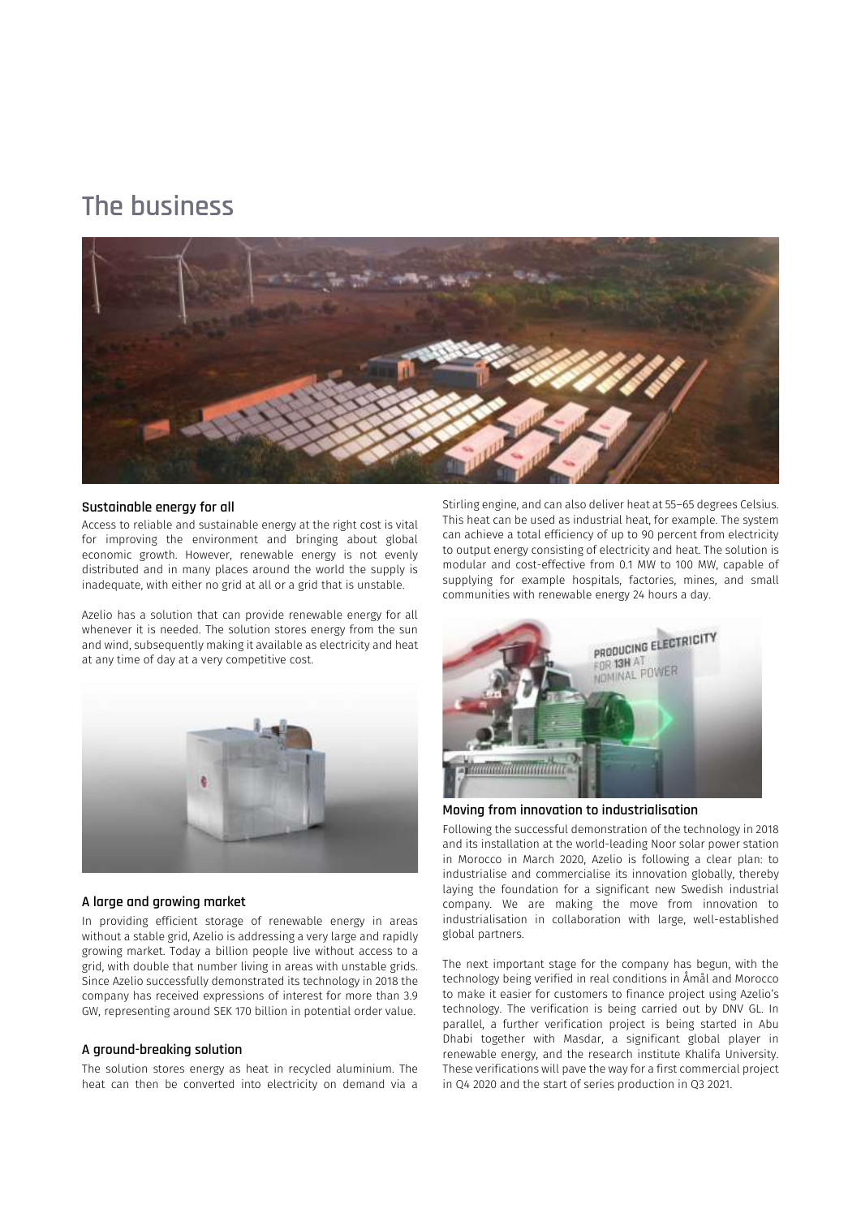# The business

## Sustainable energy for all

Access to reliable and sustainable energy at the right cost is vital for improving the environment and bringing about global economic growth. However, renewable energy is not evenly distributed and in many places around the world the supply is inadequate, with either no grid at all or a grid that is unstable.

Azelio has a solution that can provide renewable energy for all whenever it is needed. The solution stores energy from the sun and wind, subsequently making it available as electricity and heat at any time of day at a very competitive cost.

## A large and growing market

In providing efficient storage of renewable energy in areas without a stable grid, Azelio is addressing a very large and rapidly growing market. Today a billion people live without access to a grid, with double that number living in areas with unstable grids. Since Azelio successfully demonstrated its technology in 2018 the company has received expressions of interest for more than 3.9 GW, representing around SEK 170 billion in potential order value.

## A ground-breaking solution

The solution stores energy as heat in recycled aluminium. The heat can then be converted into electricity on demand via a Stirling engine, and can also deliver heat at 55–65 degrees Celsius. This heat can be used as industrial heat, for example. The system can achieve a total efficiency of up to 90 percent from electricity to output energy consisting of electricity and heat. The solution is modular and cost-effective from 0.1 MW to 100 MW, capable of supplying for example hospitals, factories, mines, and small communities with renewable energy 24 hours a day.

## Moving from innovation to industrialisation

Following the successful demonstration of the technology in 2018 and its installation at the world-leading Noor solar power station in Morocco in March 2020, Azelio is following a clear plan: to industrialise and commercialise its innovation globally, thereby laying the foundation for a significant new Swedish industrial company. We are making the move from innovation to industrialisation in collaboration with large, well-established global partners.

The next important stage for the company has begun, with the technology being verified in real conditions in Åmål and Morocco to make it easier for customers to finance project using Azelio's technology. The verification is being carried out by DNV GL. In parallel, a further verification project is being started in Abu Dhabi together with Masdar, a significant global player in renewable energy, and the research institute Khalifa University. These verifications will pave the way for a first commercial project in Q4 2020 and the start of series production in Q3 2021.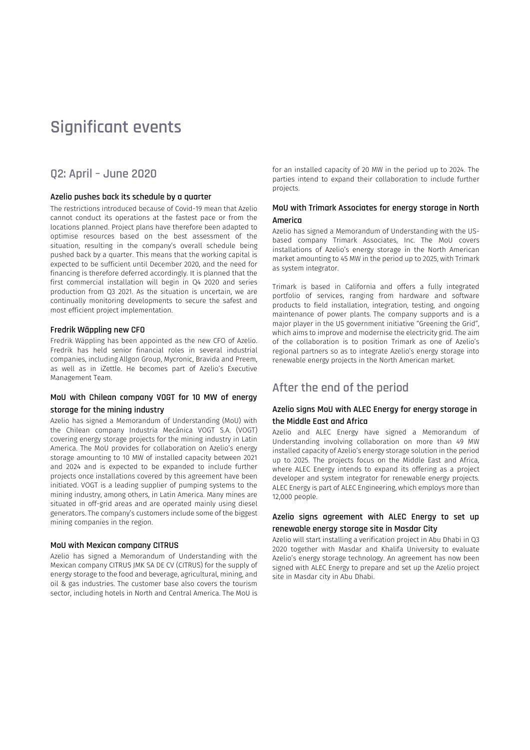# Significant events

## Q2: April – June 2020

### Azelio pushes back its schedule by a quarter

The restrictions introduced because of Covid-19 mean that Azelio cannot conduct its operations at the fastest pace or from the locations planned. Project plans have therefore been adapted to optimise resources based on the best assessment of the situation, resulting in the company's overall schedule being pushed back by a quarter. This means that the working capital is expected to be sufficient until December 2020, and the need for financing is therefore deferred accordingly. It is planned that the first commercial installation will begin in Q4 2020 and series production from Q3 2021. As the situation is uncertain, we are continually monitoring developments to secure the safest and most efficient project implementation.

### Fredrik Wäppling new CFO

Fredrik Wäppling has been appointed as the new CFO of Azelio. Fredrik has held senior financial roles in several industrial companies, including Allgon Group, Mycronic, Bravida and Preem, as well as in iZettle. He becomes part of Azelio's Executive Management Team.

### MoU with Chilean company VOGT for 10 MW of energy storage for the mining industry

Azelio has signed a Memorandum of Understanding (MoU) with the Chilean company Industria Mecánica VOGT S.A. (VOGT) covering energy storage projects for the mining industry in Latin America. The MoU provides for collaboration on Azelio's energy storage amounting to 10 MW of installed capacity between 2021 and 2024 and is expected to be expanded to include further projects once installations covered by this agreement have been initiated. VOGT is a leading supplier of pumping systems to the mining industry, among others, in Latin America. Many mines are situated in off-grid areas and are operated mainly using diesel generators. The company's customers include some of the biggest mining companies in the region.

### MoU with Mexican company CITRUS

Azelio has signed a Memorandum of Understanding with the Mexican company CITRUS JMK SA DE CV (CITRUS) for the supply of energy storage to the food and beverage, agricultural, mining, and oil & gas industries. The customer base also covers the tourism sector, including hotels in North and Central America. The MoU is for an installed capacity of 20 MW in the period up to 2024. The parties intend to expand their collaboration to include further projects.

### MoU with Trimark Associates for energy storage in North America

Azelio has signed a Memorandum of Understanding with the US-based company Trimark Associates, Inc. The MoU covers installations of Azelio's energy storage in the North American market amounting to 45 MW in the period up to 2025, with Trimark as system integrator.

Trimark is based in California and offers a fully integrated portfolio of services, ranging from hardware and software products to field installation, integration, testing, and ongoing maintenance of power plants. The company supports and is a major player in the US government initiative "Greening the Grid", which aims to improve and modernise the electricity grid. The aim of the collaboration is to position Trimark as one of Azelio's regional partners so as to integrate Azelio's energy storage into renewable energy projects in the North American market.

## After the end of the period

### Azelio signs MoU with ALEC Energy for energy storage in the Middle East and Africa

Azelio and ALEC Energy have signed a Memorandum of Understanding involving collaboration on more than 49 MW installed capacity of Azelio's energy storage solution in the period up to 2025. The projects focus on the Middle East and Africa, where ALEC Energy intends to expand its offering as a project developer and system integrator for renewable energy projects. ALEC Energy is part of ALEC Engineering, which employs more than 12,000 people.

### Azelio signs agreement with ALEC Energy to set up renewable energy storage site in Masdar City

Azelio will start installing a verification project in Abu Dhabi in Q3 2020 together with Masdar and Khalifa University to evaluate Azelio's energy storage technology. An agreement has now been signed with ALEC Energy to prepare and set up the Azelio project site in Masdar city in Abu Dhabi.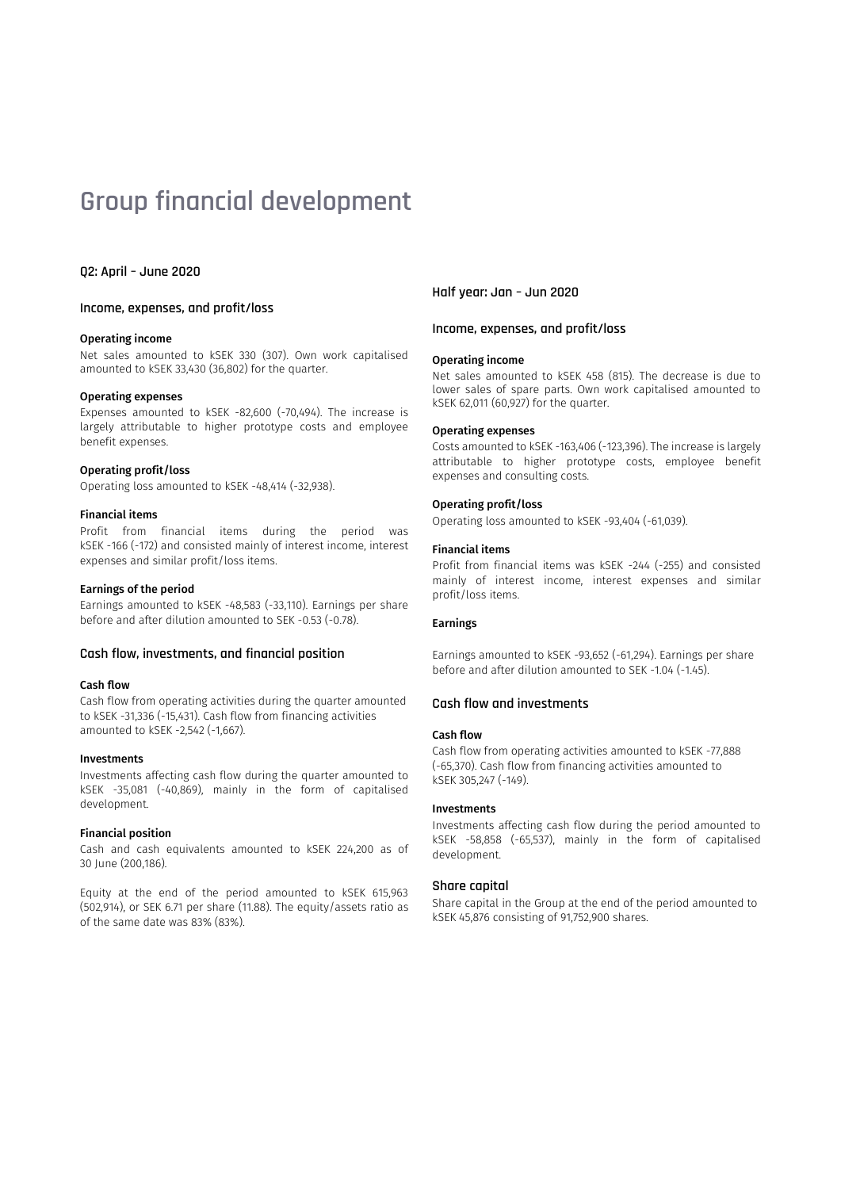# Group financial development

## Q2: April – June 2020

### Income, expenses, and profit/loss

**Operating income**

Net sales amounted to kSEK 330 (307). Own work capitalised amounted to kSEK 33,430 (36,802) for the quarter.

**Operating expenses**

Expenses amounted to kSEK -82,600 (-70,494). The increase is largely attributable to higher prototype costs and employee benefit expenses.

**Operating profit/loss**

Operating loss amounted to kSEK -48,414 (-32,938).

**Financial items**

Profit from financial items during the period was kSEK -166 (-172) and consisted mainly of interest income, interest expenses and similar profit/loss items.

**Earnings of the period**

Earnings amounted to kSEK -48,583 (-33,110). Earnings per share before and after dilution amounted to SEK -0.53 (-0.78).

### Cash flow, investments, and financial position

**Cash flow**

Cash flow from operating activities during the quarter amounted to kSEK -31,336 (-15,431). Cash flow from financing activities amounted to kSEK -2,542 (-1,667).

**Investments**

Investments affecting cash flow during the quarter amounted to kSEK -35,081 (-40,869), mainly in the form of capitalised development.

**Financial position**

Cash and cash equivalents amounted to kSEK 224,200 as of 30 June (200,186).

Equity at the end of the period amounted to kSEK 615,963 (502,914), or SEK 6.71 per share (11.88). The equity/assets ratio as of the same date was 83% (83%).

## Half year: Jan – Jun 2020

### Income, expenses, and profit/loss

**Operating income**

Net sales amounted to kSEK 458 (815). The decrease is due to lower sales of spare parts. Own work capitalised amounted to kSEK 62,011 (60,927) for the quarter.

**Operating expenses**

Costs amounted to kSEK -163,406 (-123,396). The increase is largely attributable to higher prototype costs, employee benefit expenses and consulting costs.

**Operating profit/loss**

Operating loss amounted to kSEK -93,404 (-61,039).

**Financial items**

Profit from financial items was kSEK -244 (-255) and consisted mainly of interest income, interest expenses and similar profit/loss items.

**Earnings**

Earnings amounted to kSEK -93,652 (-61,294). Earnings per share before and after dilution amounted to SEK -1.04 (-1.45).

### Cash flow and investments

**Cash flow**

Cash flow from operating activities amounted to kSEK -77,888 (-65,370). Cash flow from financing activities amounted to kSEK 305,247 (-149).

**Investments**

Investments affecting cash flow during the period amounted to kSEK -58,858 (-65,537), mainly in the form of capitalised development.

### Share capital

Share capital in the Group at the end of the period amounted to kSEK 45,876 consisting of 91,752,900 shares.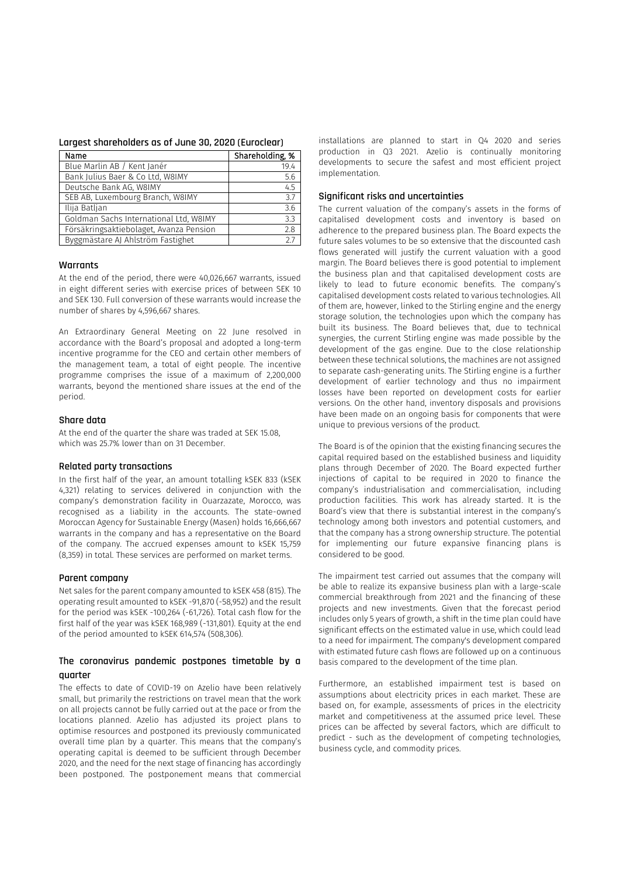### Largest shareholders as of June 30, 2020 (Euroclear)

| Name | Shareholding, % |
|---|---|
| Blue Marlin AB / Kent Janér | 19.4 |
| Bank Julius Baer & Co Ltd, W8IMY | 5.6 |
| Deutsche Bank AG, W8IMY | 4.5 |
| SEB AB, Luxembourg Branch, W8IMY | 3.7 |
| Ilija Batljan | 3.6 |
| Goldman Sachs International Ltd, W8IMY | 3.3 |
| Försäkringsaktiebolaget, Avanza Pension | 2.8 |
| Byggmästare AJ Ahlström Fastighet | 2.7 |

### Warrants

At the end of the period, there were 40,026,667 warrants, issued in eight different series with exercise prices of between SEK 10 and SEK 130. Full conversion of these warrants would increase the number of shares by 4,596,667 shares.

An Extraordinary General Meeting on 22 June resolved in accordance with the Board's proposal and adopted a long-term incentive programme for the CEO and certain other members of the management team, a total of eight people. The incentive programme comprises the issue of a maximum of 2,200,000 warrants, beyond the mentioned share issues at the end of the period.

### Share data

At the end of the quarter the share was traded at SEK 15.08, which was 25.7% lower than on 31 December.

### Related party transactions

In the first half of the year, an amount totalling kSEK 833 (kSEK 4,321) relating to services delivered in conjunction with the company's demonstration facility in Ouarzazate, Morocco, was recognised as a liability in the accounts. The state-owned Moroccan Agency for Sustainable Energy (Masen) holds 16,666,667 warrants in the company and has a representative on the Board of the company. The accrued expenses amount to kSEK 15,759 (8,359) in total. These services are performed on market terms.

### Parent company

Net sales for the parent company amounted to kSEK 458 (815). The operating result amounted to kSEK -91,870 (-58,952) and the result for the period was kSEK -100,264 (-61,726). Total cash flow for the first half of the year was kSEK 168,989 (-131,801). Equity at the end of the period amounted to kSEK 614,574 (508,306).

### The coronavirus pandemic postpones timetable by a quarter

The effects to date of COVID-19 on Azelio have been relatively small, but primarily the restrictions on travel mean that the work on all projects cannot be fully carried out at the pace or from the locations planned. Azelio has adjusted its project plans to optimise resources and postponed its previously communicated overall time plan by a quarter. This means that the company's operating capital is deemed to be sufficient through December 2020, and the need for the next stage of financing has accordingly been postponed. The postponement means that commercial installations are planned to start in Q4 2020 and series production in Q3 2021. Azelio is continually monitoring developments to secure the safest and most efficient project implementation.

### Significant risks and uncertainties

The current valuation of the company's assets in the forms of capitalised development costs and inventory is based on adherence to the prepared business plan. The Board expects the future sales volumes to be so extensive that the discounted cash flows generated will justify the current valuation with a good margin. The Board believes there is good potential to implement the business plan and that capitalised development costs are likely to lead to future economic benefits. The company's capitalised development costs related to various technologies. All of them are, however, linked to the Stirling engine and the energy storage solution, the technologies upon which the company has built its business. The Board believes that, due to technical synergies, the current Stirling engine was made possible by the development of the gas engine. Due to the close relationship between these technical solutions, the machines are not assigned to separate cash-generating units. The Stirling engine is a further development of earlier technology and thus no impairment losses have been reported on development costs for earlier versions. On the other hand, inventory disposals and provisions have been made on an ongoing basis for components that were unique to previous versions of the product.

The Board is of the opinion that the existing financing secures the capital required based on the established business and liquidity plans through December of 2020. The Board expected further injections of capital to be required in 2020 to finance the company's industrialisation and commercialisation, including production facilities. This work has already started. It is the Board's view that there is substantial interest in the company's technology among both investors and potential customers, and that the company has a strong ownership structure. The potential for implementing our future expansive financing plans is considered to be good.

The impairment test carried out assumes that the company will be able to realize its expansive business plan with a large-scale commercial breakthrough from 2021 and the financing of these projects and new investments. Given that the forecast period includes only 5 years of growth, a shift in the time plan could have significant effects on the estimated value in use, which could lead to a need for impairment. The company's development compared with estimated future cash flows are followed up on a continuous basis compared to the development of the time plan.

Furthermore, an established impairment test is based on assumptions about electricity prices in each market. These are based on, for example, assessments of prices in the electricity market and competitiveness at the assumed price level. These prices can be affected by several factors, which are difficult to predict - such as the development of competing technologies, business cycle, and commodity prices.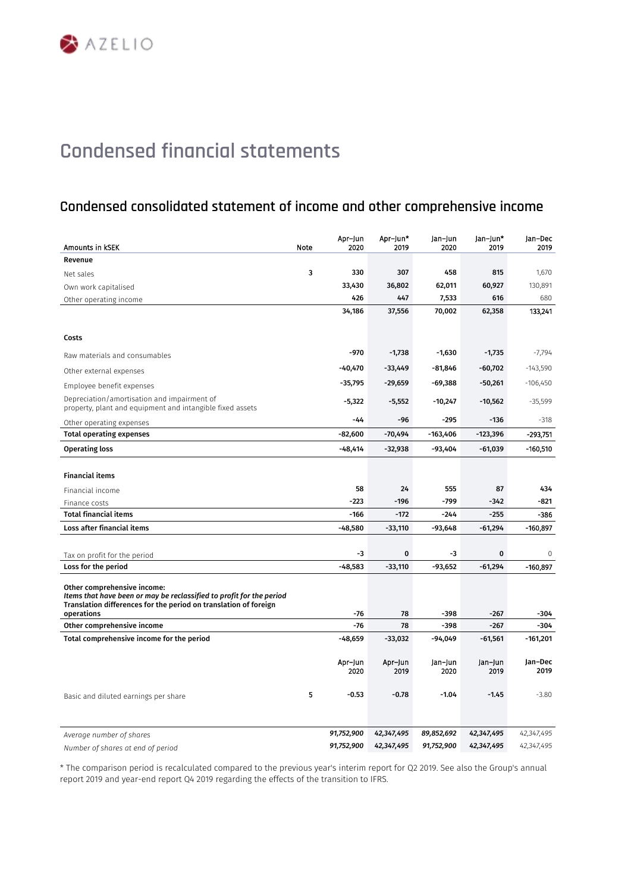# Condensed financial statements

## Condensed consolidated statement of income and other comprehensive income

| Amounts in kSEK | Note | Apr–Jun 2020 | Apr–Jun* 2019 | Jan–Jun 2020 | Jan–Jun* 2019 | Jan–Dec 2019 |
|---|---|---|---|---|---|---|
| **Revenue** | | | | | | |
| Net sales | 3 | 330 | 307 | 458 | 815 | 1,670 |
| Own work capitalised | | 33,430 | 36,802 | 62,011 | 60,927 | 130,891 |
| Other operating income | | 426 | 447 | 7,533 | 616 | 680 |
| | | 34,186 | 37,556 | 70,002 | 62,358 | 133,241 |
| **Costs** | | | | | | |
| Raw materials and consumables | | -970 | -1,738 | -1,630 | -1,735 | -7,794 |
| Other external expenses | | -40,470 | -33,449 | -81,846 | -60,702 | -143,590 |
| Employee benefit expenses | | -35,795 | -29,659 | -69,388 | -50,261 | -106,450 |
| Depreciation/amortisation and impairment of property, plant and equipment and intangible fixed assets | | -5,322 | -5,552 | -10,247 | -10,562 | -35,599 |
| Other operating expenses | | -44 | -96 | -295 | -136 | -318 |
| **Total operating expenses** | | -82,600 | -70,494 | -163,406 | -123,396 | -293,751 |
| **Operating loss** | | -48,414 | -32,938 | -93,404 | -61,039 | -160,510 |
| **Financial items** | | | | | | |
| Financial income | | 58 | 24 | 555 | 87 | 434 |
| Finance costs | | -223 | -196 | -799 | -342 | -821 |
| **Total financial items** | | -166 | -172 | -244 | -255 | -386 |
| **Loss after financial items** | | -48,580 | -33,110 | -93,648 | -61,294 | -160,897 |
| Tax on profit for the period | | -3 | 0 | -3 | 0 | 0 |
| **Loss for the period** | | -48,583 | -33,110 | -93,652 | -61,294 | -160,897 |
| **Other comprehensive income:** | | | | | | |
| ***Items that have been or may be reclassified to profit for the period*** | | | | | | |
| **Translation differences for the period on translation of foreign operations** | | -76 | 78 | -398 | -267 | -304 |
| **Other comprehensive income** | | -76 | 78 | -398 | -267 | -304 |
| **Total comprehensive income for the period** | | -48,659 | -33,032 | -94,049 | -61,561 | -161,201 |

| | Note | Apr–Jun 2020 | Apr–Jun 2019 | Jan–Jun 2020 | Jan–Jun 2019 | Jan–Dec 2019 |
|---|---|---|---|---|---|---|
| Basic and diluted earnings per share | 5 | -0.53 | -0.78 | -1.04 | -1.45 | -3.80 |
| *Average number of shares* | | *91,752,900* | *42,347,495* | *89,852,692* | *42,347,495* | *42,347,495* |
| *Number of shares at end of period* | | *91,752,900* | *42,347,495* | *91,752,900* | *42,347,495* | *42,347,495* |

* The comparison period is recalculated compared to the previous year's interim report for Q2 2019. See also the Group's annual report 2019 and year-end report Q4 2019 regarding the effects of the transition to IFRS.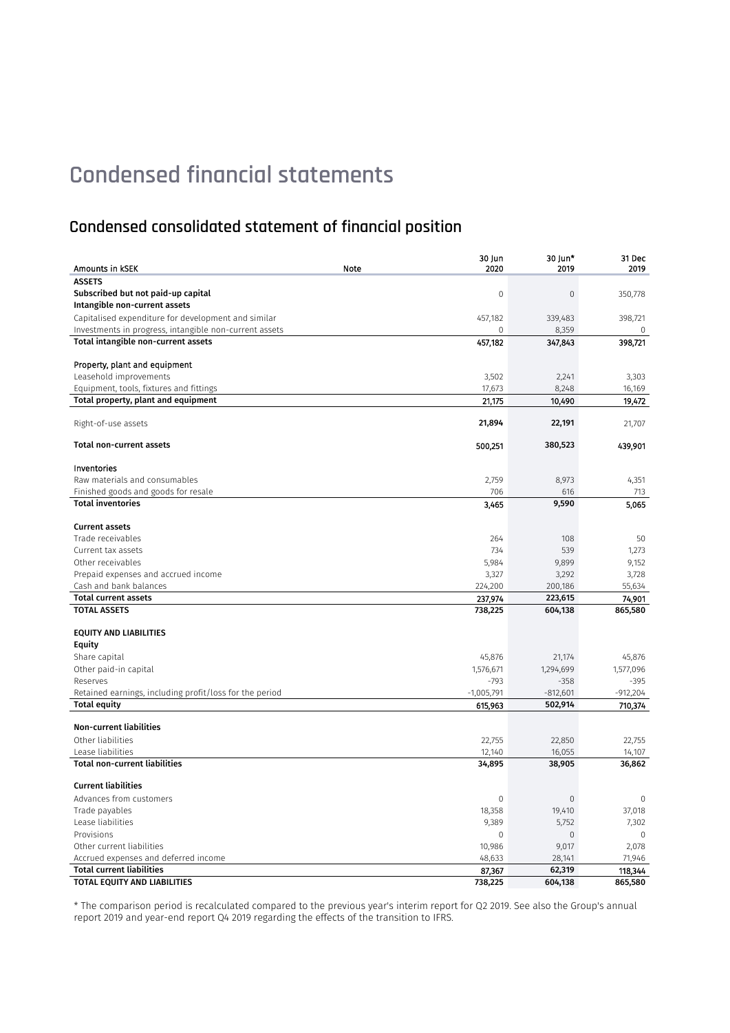# Condensed financial statements

## Condensed consolidated statement of financial position

| Amounts in kSEK | Note | 30 Jun 2020 | 30 Jun* 2019 | 31 Dec 2019 |
|---|---|---|---|---|
| **ASSETS** | | | | |
| **Subscribed but not paid-up capital** | | 0 | 0 | 350,778 |
| **Intangible non-current assets** | | | | |
| Capitalised expenditure for development and similar | | 457,182 | 339,483 | 398,721 |
| Investments in progress, intangible non-current assets | | 0 | 8,359 | 0 |
| **Total intangible non-current assets** | | **457,182** | **347,843** | **398,721** |
| | | | | |
| **Property, plant and equipment** | | | | |
| Leasehold improvements | | 3,502 | 2,241 | 3,303 |
| Equipment, tools, fixtures and fittings | | 17,673 | 8,248 | 16,169 |
| **Total property, plant and equipment** | | **21,175** | **10,490** | **19,472** |
| | | | | |
| Right-of-use assets | | **21,894** | **22,191** | 21,707 |
| | | | | |
| **Total non-current assets** | | **500,251** | **380,523** | **439,901** |
| | | | | |
| **Inventories** | | | | |
| Raw materials and consumables | | 2,759 | 8,973 | 4,351 |
| Finished goods and goods for resale | | 706 | 616 | 713 |
| **Total inventories** | | **3,465** | **9,590** | **5,065** |
| | | | | |
| **Current assets** | | | | |
| Trade receivables | | 264 | 108 | 50 |
| Current tax assets | | 734 | 539 | 1,273 |
| Other receivables | | 5,984 | 9,899 | 9,152 |
| Prepaid expenses and accrued income | | 3,327 | 3,292 | 3,728 |
| Cash and bank balances | | 224,200 | 200,186 | 55,634 |
| **Total current assets** | | **237,974** | **223,615** | **74,901** |
| **TOTAL ASSETS** | | **738,225** | **604,138** | **865,580** |
| | | | | |
| **EQUITY AND LIABILITIES** | | | | |
| **Equity** | | | | |
| Share capital | | 45,876 | 21,174 | 45,876 |
| Other paid-in capital | | 1,576,671 | 1,294,699 | 1,577,096 |
| Reserves | | -793 | -358 | -395 |
| Retained earnings, including profit/loss for the period | | -1,005,791 | -812,601 | -912,204 |
| **Total equity** | | **615,963** | **502,914** | **710,374** |
| | | | | |
| **Non-current liabilities** | | | | |
| Other liabilities | | 22,755 | 22,850 | 22,755 |
| Lease liabilities | | 12,140 | 16,055 | 14,107 |
| **Total non-current liabilities** | | **34,895** | **38,905** | **36,862** |
| | | | | |
| **Current liabilities** | | | | |
| Advances from customers | | 0 | 0 | 0 |
| Trade payables | | 18,358 | 19,410 | 37,018 |
| Lease liabilities | | 9,389 | 5,752 | 7,302 |
| Provisions | | 0 | 0 | 0 |
| Other current liabilities | | 10,986 | 9,017 | 2,078 |
| Accrued expenses and deferred income | | 48,633 | 28,141 | 71,946 |
| **Total current liabilities** | | **87,367** | **62,319** | **118,344** |
| **TOTAL EQUITY AND LIABILITIES** | | **738,225** | **604,138** | **865,580** |

* The comparison period is recalculated compared to the previous year's interim report for Q2 2019. See also the Group's annual report 2019 and year-end report Q4 2019 regarding the effects of the transition to IFRS.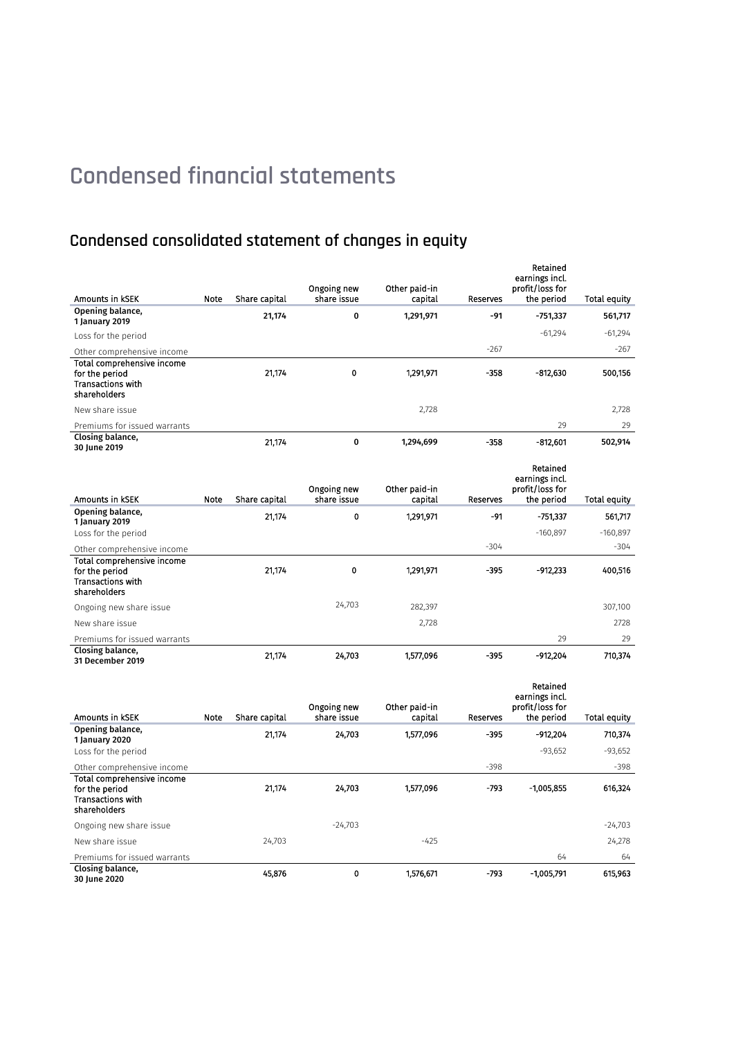# Condensed financial statements

## Condensed consolidated statement of changes in equity

| Amounts in kSEK | Note | Share capital | Ongoing new share issue | Other paid-in capital | Reserves | Retained earnings incl. profit/loss for the period | Total equity |
|---|---|---|---|---|---|---|---|
| **Opening balance, 1 January 2019** | | **21,174** | **0** | **1,291,971** | **-91** | **-751,337** | **561,717** |
| Loss for the period | | | | | | -61,294 | -61,294 |
| Other comprehensive income | | | | | -267 | | -267 |
| **Total comprehensive income for the period** | | **21,174** | **0** | **1,291,971** | **-358** | **-812,630** | **500,156** |
| **Transactions with shareholders** | | | | | | | |
| New share issue | | | | 2,728 | | | 2,728 |
| Premiums for issued warrants | | | | | | 29 | 29 |
| **Closing balance, 30 June 2019** | | **21,174** | **0** | **1,294,699** | **-358** | **-812,601** | **502,914** |

| Amounts in kSEK | Note | Share capital | Ongoing new share issue | Other paid-in capital | Reserves | Retained earnings incl. profit/loss for the period | Total equity |
|---|---|---|---|---|---|---|---|
| **Opening balance, 1 January 2019** | | **21,174** | **0** | **1,291,971** | **-91** | **-751,337** | **561,717** |
| Loss for the period | | | | | | -160,897 | -160,897 |
| Other comprehensive income | | | | | -304 | | -304 |
| **Total comprehensive income for the period** | | **21,174** | **0** | **1,291,971** | **-395** | **-912,233** | **400,516** |
| **Transactions with shareholders** | | | | | | | |
| Ongoing new share issue | | | 24,703 | 282,397 | | | 307,100 |
| New share issue | | | | 2,728 | | | 2728 |
| Premiums for issued warrants | | | | | | 29 | 29 |
| **Closing balance, 31 December 2019** | | **21,174** | **24,703** | **1,577,096** | **-395** | **-912,204** | **710,374** |

| Amounts in kSEK | Note | Share capital | Ongoing new share issue | Other paid-in capital | Reserves | Retained earnings incl. profit/loss for the period | Total equity |
|---|---|---|---|---|---|---|---|
| **Opening balance, 1 January 2020** | | **21,174** | **24,703** | **1,577,096** | **-395** | **-912,204** | **710,374** |
| Loss for the period | | | | | | -93,652 | -93,652 |
| Other comprehensive income | | | | | -398 | | -398 |
| **Total comprehensive income for the period** | | **21,174** | **24,703** | **1,577,096** | **-793** | **-1,005,855** | **616,324** |
| **Transactions with shareholders** | | | | | | | |
| Ongoing new share issue | | | -24,703 | | | | -24,703 |
| New share issue | | 24,703 | | -425 | | | 24,278 |
| Premiums for issued warrants | | | | | | 64 | 64 |
| **Closing balance, 30 June 2020** | | **45,876** | **0** | **1,576,671** | **-793** | **-1,005,791** | **615,963** |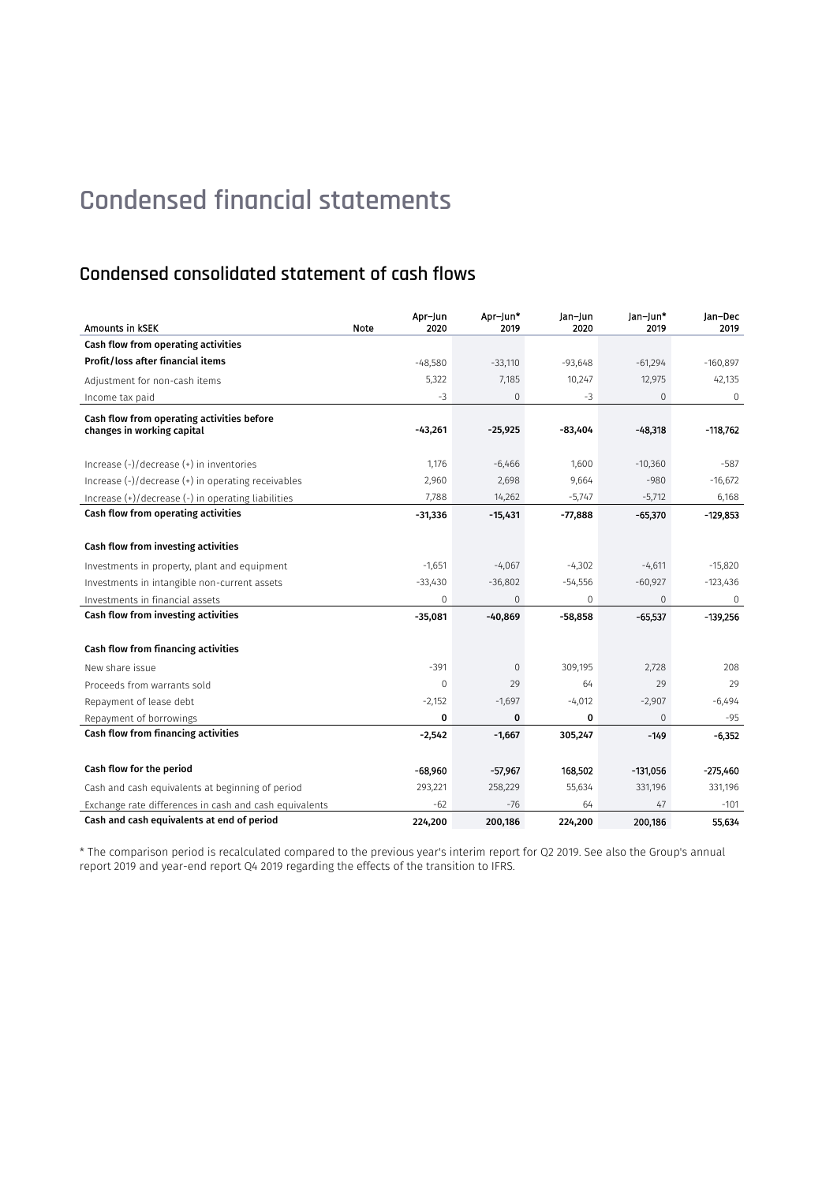# Condensed financial statements

## Condensed consolidated statement of cash flows

| Amounts in kSEK | Note | Apr–Jun 2020 | Apr–Jun* 2019 | Jan–Jun 2020 | Jan–Jun* 2019 | Jan–Dec 2019 |
|---|---|---|---|---|---|---|
| **Cash flow from operating activities** | | | | | | |
| **Profit/loss after financial items** | | -48,580 | -33,110 | -93,648 | -61,294 | -160,897 |
| Adjustment for non-cash items | | 5,322 | 7,185 | 10,247 | 12,975 | 42,135 |
| Income tax paid | | -3 | 0 | -3 | 0 | 0 |
| **Cash flow from operating activities before changes in working capital** | | **-43,261** | **-25,925** | **-83,404** | **-48,318** | **-118,762** |
| Increase (-)/decrease (+) in inventories | | 1,176 | -6,466 | 1,600 | -10,360 | -587 |
| Increase (-)/decrease (+) in operating receivables | | 2,960 | 2,698 | 9,664 | -980 | -16,672 |
| Increase (+)/decrease (-) in operating liabilities | | 7,788 | 14,262 | -5,747 | -5,712 | 6,168 |
| **Cash flow from operating activities** | | **-31,336** | **-15,431** | **-77,888** | **-65,370** | **-129,853** |
| **Cash flow from investing activities** | | | | | | |
| Investments in property, plant and equipment | | -1,651 | -4,067 | -4,302 | -4,611 | -15,820 |
| Investments in intangible non-current assets | | -33,430 | -36,802 | -54,556 | -60,927 | -123,436 |
| Investments in financial assets | | 0 | 0 | 0 | 0 | 0 |
| **Cash flow from investing activities** | | **-35,081** | **-40,869** | **-58,858** | **-65,537** | **-139,256** |
| **Cash flow from financing activities** | | | | | | |
| New share issue | | -391 | 0 | 309,195 | 2,728 | 208 |
| Proceeds from warrants sold | | 0 | 29 | 64 | 29 | 29 |
| Repayment of lease debt | | -2,152 | -1,697 | -4,012 | -2,907 | -6,494 |
| Repayment of borrowings | | **0** | **0** | **0** | 0 | -95 |
| **Cash flow from financing activities** | | **-2,542** | **-1,667** | **305,247** | **-149** | **-6,352** |
| **Cash flow for the period** | | **-68,960** | **-57,967** | **168,502** | **-131,056** | **-275,460** |
| Cash and cash equivalents at beginning of period | | 293,221 | 258,229 | 55,634 | 331,196 | 331,196 |
| Exchange rate differences in cash and cash equivalents | | -62 | -76 | 64 | 47 | -101 |
| **Cash and cash equivalents at end of period** | | **224,200** | **200,186** | **224,200** | **200,186** | **55,634** |

* The comparison period is recalculated compared to the previous year's interim report for Q2 2019. See also the Group's annual report 2019 and year-end report Q4 2019 regarding the effects of the transition to IFRS.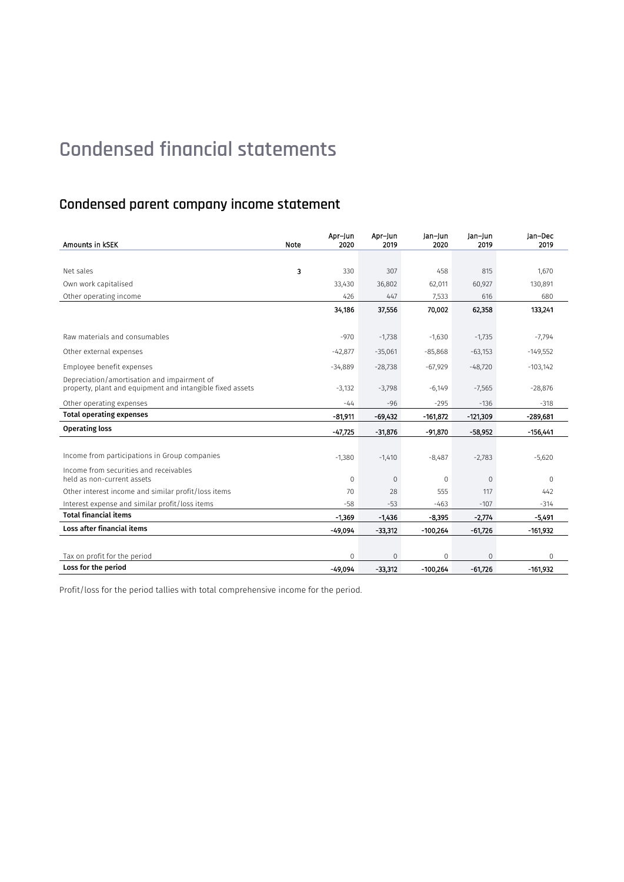# Condensed financial statements

## Condensed parent company income statement

| Amounts in kSEK | Note | Apr–Jun 2020 | Apr–Jun 2019 | Jan–Jun 2020 | Jan–Jun 2019 | Jan–Dec 2019 |
|---|---|---|---|---|---|---|
| Net sales | 3 | 330 | 307 | 458 | 815 | 1,670 |
| Own work capitalised | | 33,430 | 36,802 | 62,011 | 60,927 | 130,891 |
| Other operating income | | 426 | 447 | 7,533 | 616 | 680 |
| | | **34,186** | **37,556** | **70,002** | **62,358** | **133,241** |
| Raw materials and consumables | | -970 | -1,738 | -1,630 | -1,735 | -7,794 |
| Other external expenses | | -42,877 | -35,061 | -85,868 | -63,153 | -149,552 |
| Employee benefit expenses | | -34,889 | -28,738 | -67,929 | -48,720 | -103,142 |
| Depreciation/amortisation and impairment of property, plant and equipment and intangible fixed assets | | -3,132 | -3,798 | -6,149 | -7,565 | -28,876 |
| Other operating expenses | | -44 | -96 | -295 | -136 | -318 |
| **Total operating expenses** | | **-81,911** | **-69,432** | **-161,872** | **-121,309** | **-289,681** |
| **Operating loss** | | **-47,725** | **-31,876** | **-91,870** | **-58,952** | **-156,441** |
| Income from participations in Group companies | | -1,380 | -1,410 | -8,487 | -2,783 | -5,620 |
| Income from securities and receivables held as non-current assets | | 0 | 0 | 0 | 0 | 0 |
| Other interest income and similar profit/loss items | | 70 | 28 | 555 | 117 | 442 |
| Interest expense and similar profit/loss items | | -58 | -53 | -463 | -107 | -314 |
| **Total financial items** | | **-1,369** | **-1,436** | **-8,395** | **-2,774** | **-5,491** |
| **Loss after financial items** | | **-49,094** | **-33,312** | **-100,264** | **-61,726** | **-161,932** |
| Tax on profit for the period | | 0 | 0 | 0 | 0 | 0 |
| **Loss for the period** | | **-49,094** | **-33,312** | **-100,264** | **-61,726** | **-161,932** |

Profit/loss for the period tallies with total comprehensive income for the period.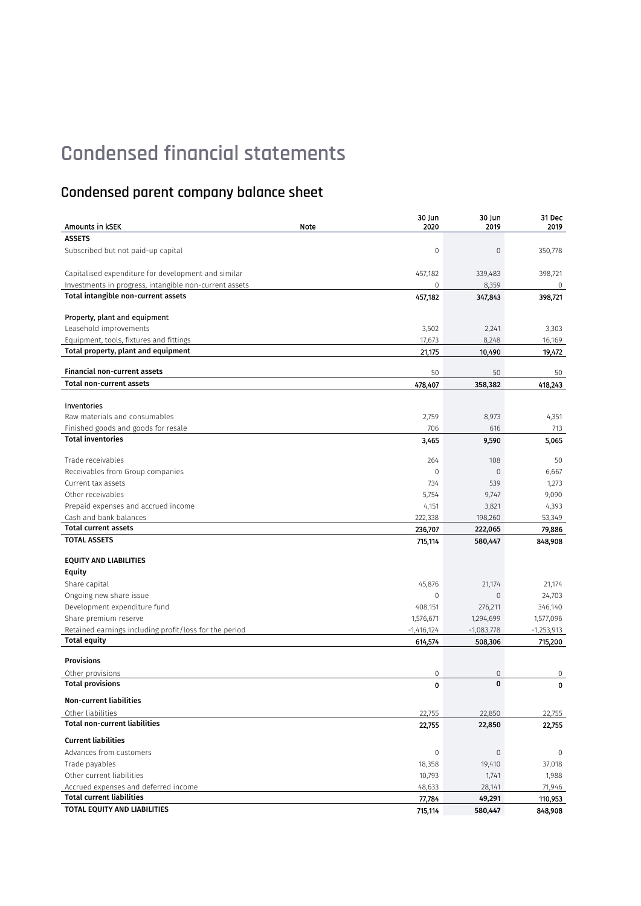# Condensed financial statements

## Condensed parent company balance sheet

| Amounts in kSEK | Note | 30 Jun 2020 | 30 Jun 2019 | 31 Dec 2019 |
|---|---|---|---|---|
| **ASSETS** | | | | |
| Subscribed but not paid-up capital | | 0 | 0 | 350,778 |
| | | | | |
| Capitalised expenditure for development and similar | | 457,182 | 339,483 | 398,721 |
| Investments in progress, intangible non-current assets | | 0 | 8,359 | 0 |
| **Total intangible non-current assets** | | **457,182** | **347,843** | **398,721** |
| | | | | |
| **Property, plant and equipment** | | | | |
| Leasehold improvements | | 3,502 | 2,241 | 3,303 |
| Equipment, tools, fixtures and fittings | | 17,673 | 8,248 | 16,169 |
| **Total property, plant and equipment** | | **21,175** | **10,490** | **19,472** |
| | | | | |
| **Financial non-current assets** | | 50 | 50 | 50 |
| **Total non-current assets** | | **478,407** | **358,382** | **418,243** |
| | | | | |
| **Inventories** | | | | |
| Raw materials and consumables | | 2,759 | 8,973 | 4,351 |
| Finished goods and goods for resale | | 706 | 616 | 713 |
| **Total inventories** | | **3,465** | **9,590** | **5,065** |
| | | | | |
| Trade receivables | | 264 | 108 | 50 |
| Receivables from Group companies | | 0 | 0 | 6,667 |
| Current tax assets | | 734 | 539 | 1,273 |
| Other receivables | | 5,754 | 9,747 | 9,090 |
| Prepaid expenses and accrued income | | 4,151 | 3,821 | 4,393 |
| Cash and bank balances | | 222,338 | 198,260 | 53,349 |
| **Total current assets** | | **236,707** | **222,065** | **79,886** |
| **TOTAL ASSETS** | | **715,114** | **580,447** | **848,908** |
| | | | | |
| **EQUITY AND LIABILITIES** | | | | |
| **Equity** | | | | |
| Share capital | | 45,876 | 21,174 | 21,174 |
| Ongoing new share issue | | 0 | 0 | 24,703 |
| Development expenditure fund | | 408,151 | 276,211 | 346,140 |
| Share premium reserve | | 1,576,671 | 1,294,699 | 1,577,096 |
| Retained earnings including profit/loss for the period | | -1,416,124 | -1,083,778 | -1,253,913 |
| **Total equity** | | **614,574** | **508,306** | **715,200** |
| | | | | |
| **Provisions** | | | | |
| Other provisions | | 0 | 0 | 0 |
| **Total provisions** | | **0** | **0** | **0** |
| | | | | |
| **Non-current liabilities** | | | | |
| Other liabilities | | 22,755 | 22,850 | 22,755 |
| **Total non-current liabilities** | | **22,755** | **22,850** | **22,755** |
| | | | | |
| **Current liabilities** | | | | |
| Advances from customers | | 0 | 0 | 0 |
| Trade payables | | 18,358 | 19,410 | 37,018 |
| Other current liabilities | | 10,793 | 1,741 | 1,988 |
| Accrued expenses and deferred income | | 48,633 | 28,141 | 71,946 |
| **Total current liabilities** | | **77,784** | **49,291** | **110,953** |
| **TOTAL EQUITY AND LIABILITIES** | | **715,114** | **580,447** | **848,908** |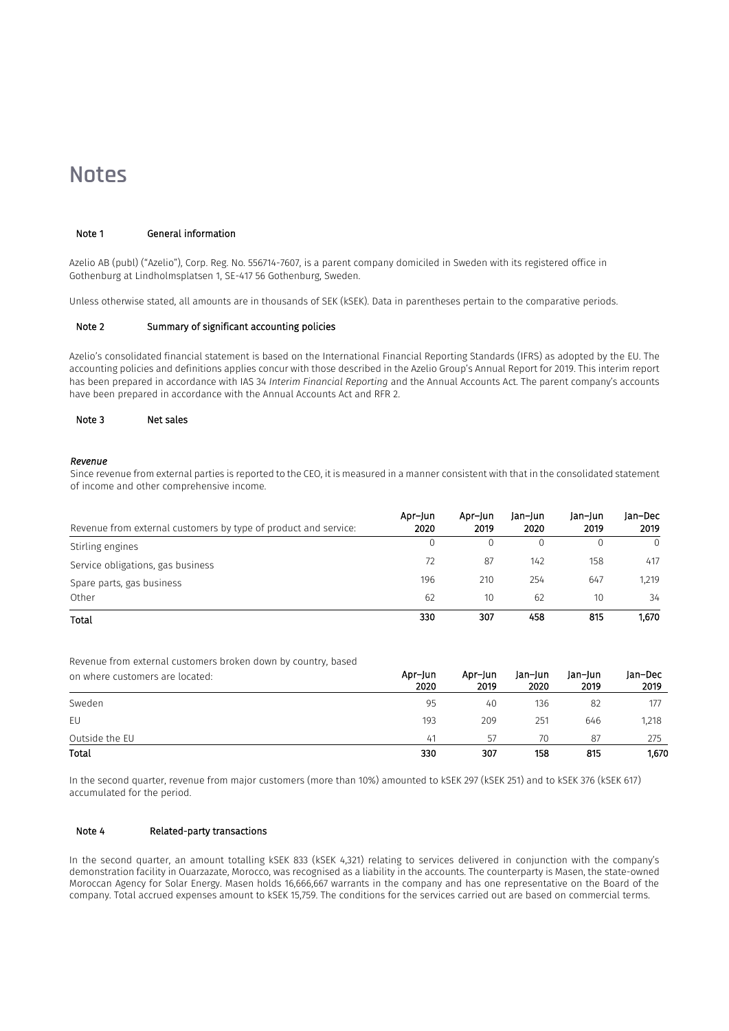# Notes

## Note 1 General information

Azelio AB (publ) ("Azelio"), Corp. Reg. No. 556714-7607, is a parent company domiciled in Sweden with its registered office in Gothenburg at Lindholmsplatsen 1, SE-417 56 Gothenburg, Sweden.

Unless otherwise stated, all amounts are in thousands of SEK (kSEK). Data in parentheses pertain to the comparative periods.

## Note 2 Summary of significant accounting policies

Azelio's consolidated financial statement is based on the International Financial Reporting Standards (IFRS) as adopted by the EU. The accounting policies and definitions applies concur with those described in the Azelio Group's Annual Report for 2019. This interim report has been prepared in accordance with IAS 34 *Interim Financial Reporting* and the Annual Accounts Act. The parent company's accounts have been prepared in accordance with the Annual Accounts Act and RFR 2.

## Note 3 Net sales

***Revenue***

Since revenue from external parties is reported to the CEO, it is measured in a manner consistent with that in the consolidated statement of income and other comprehensive income.

| Revenue from external customers by type of product and service: | Apr–Jun 2020 | Apr–Jun 2019 | Jan–Jun 2020 | Jan–Jun 2019 | Jan–Dec 2019 |
|---|---|---|---|---|---|
| Stirling engines | 0 | 0 | 0 | 0 | 0 |
| Service obligations, gas business | 72 | 87 | 142 | 158 | 417 |
| Spare parts, gas business | 196 | 210 | 254 | 647 | 1,219 |
| Other | 62 | 10 | 62 | 10 | 34 |
| **Total** | **330** | **307** | **458** | **815** | **1,670** |

| Revenue from external customers broken down by country, based on where customers are located: | Apr–Jun 2020 | Apr–Jun 2019 | Jan–Jun 2020 | Jan–Jun 2019 | Jan–Dec 2019 |
|---|---|---|---|---|---|
| Sweden | 95 | 40 | 136 | 82 | 177 |
| EU | 193 | 209 | 251 | 646 | 1,218 |
| Outside the EU | 41 | 57 | 70 | 87 | 275 |
| **Total** | **330** | **307** | **158** | **815** | **1,670** |

In the second quarter, revenue from major customers (more than 10%) amounted to kSEK 297 (kSEK 251) and to kSEK 376 (kSEK 617) accumulated for the period.

## Note 4 Related-party transactions

In the second quarter, an amount totalling kSEK 833 (kSEK 4,321) relating to services delivered in conjunction with the company's demonstration facility in Ouarzazate, Morocco, was recognised as a liability in the accounts. The counterparty is Masen, the state-owned Moroccan Agency for Solar Energy. Masen holds 16,666,667 warrants in the company and has one representative on the Board of the company. Total accrued expenses amount to kSEK 15,759. The conditions for the services carried out are based on commercial terms.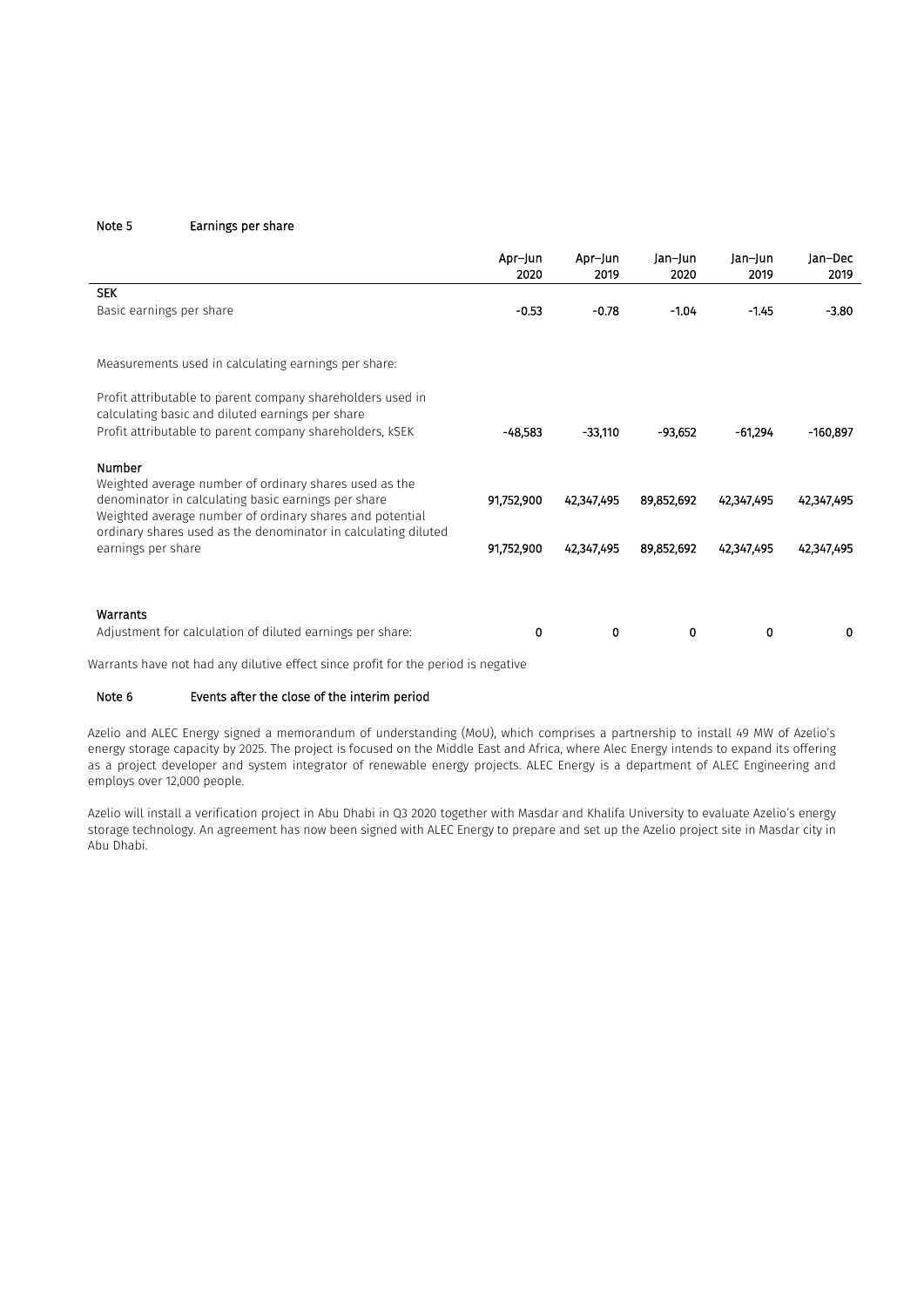## Note 5 Earnings per share

| | Apr–Jun 2020 | Apr–Jun 2019 | Jan–Jun 2020 | Jan–Jun 2019 | Jan–Dec 2019 |
|---|---|---|---|---|---|
| **SEK** | | | | | |
| Basic earnings per share | -0.53 | -0.78 | -1.04 | -1.45 | -3.80 |
| | | | | | |
| Measurements used in calculating earnings per share: | | | | | |
| Profit attributable to parent company shareholders used in calculating basic and diluted earnings per share | | | | | |
| Profit attributable to parent company shareholders, kSEK | -48,583 | -33,110 | -93,652 | -61,294 | -160,897 |
| **Number** | | | | | |
| Weighted average number of ordinary shares used as the denominator in calculating basic earnings per share | 91,752,900 | 42,347,495 | 89,852,692 | 42,347,495 | 42,347,495 |
| Weighted average number of ordinary shares and potential ordinary shares used as the denominator in calculating diluted earnings per share | 91,752,900 | 42,347,495 | 89,852,692 | 42,347,495 | 42,347,495 |
| | | | | | |
| **Warrants** | | | | | |
| Adjustment for calculation of diluted earnings per share: | 0 | 0 | 0 | 0 | 0 |

Warrants have not had any dilutive effect since profit for the period is negative

## Note 6 Events after the close of the interim period

Azelio and ALEC Energy signed a memorandum of understanding (MoU), which comprises a partnership to install 49 MW of Azelio's energy storage capacity by 2025. The project is focused on the Middle East and Africa, where Alec Energy intends to expand its offering as a project developer and system integrator of renewable energy projects. ALEC Energy is a department of ALEC Engineering and employs over 12,000 people.

Azelio will install a verification project in Abu Dhabi in Q3 2020 together with Masdar and Khalifa University to evaluate Azelio's energy storage technology. An agreement has now been signed with ALEC Energy to prepare and set up the Azelio project site in Masdar city in Abu Dhabi.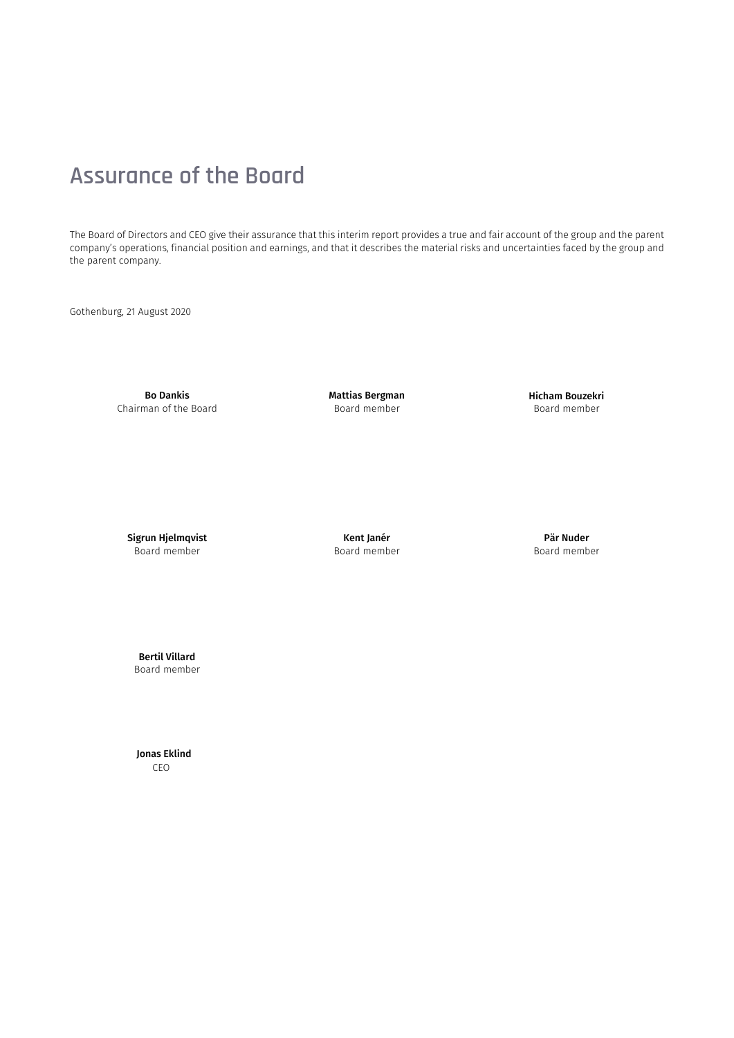# Assurance of the Board

The Board of Directors and CEO give their assurance that this interim report provides a true and fair account of the group and the parent company's operations, financial position and earnings, and that it describes the material risks and uncertainties faced by the group and the parent company.

Gothenburg, 21 August 2020

**Bo Dankis**
Chairman of the Board

**Mattias Bergman**
Board member

**Hicham Bouzekri**
Board member

**Sigrun Hjelmqvist**
Board member

**Kent Janér**
Board member

**Pär Nuder**
Board member

**Bertil Villard**
Board member

**Jonas Eklind**
CEO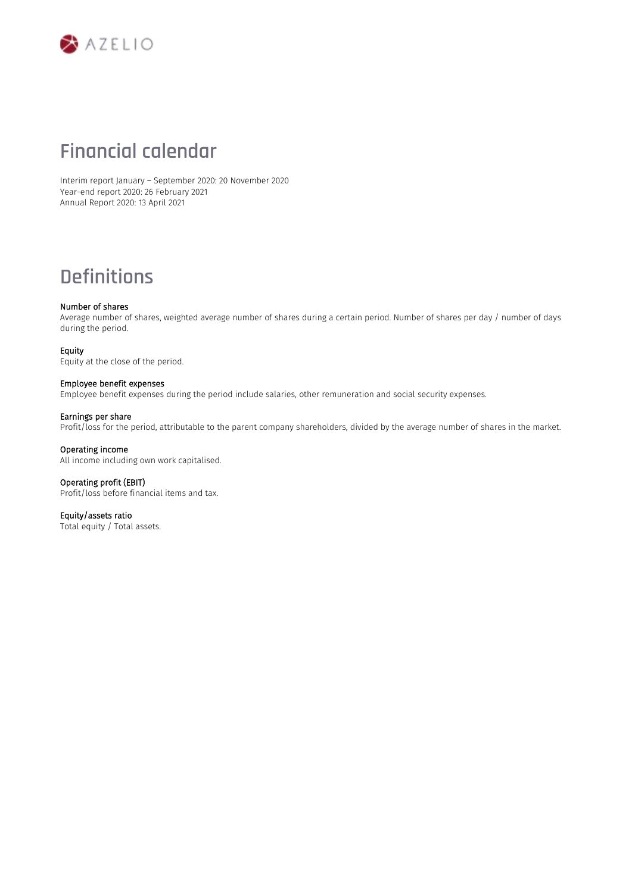# Financial calendar

Interim report January – September 2020: 20 November 2020
Year-end report 2020: 26 February 2021
Annual Report 2020: 13 April 2021

# Definitions

**Number of shares**
Average number of shares, weighted average number of shares during a certain period. Number of shares per day / number of days during the period.

**Equity**
Equity at the close of the period.

**Employee benefit expenses**
Employee benefit expenses during the period include salaries, other remuneration and social security expenses.

**Earnings per share**
Profit/loss for the period, attributable to the parent company shareholders, divided by the average number of shares in the market.

**Operating income**
All income including own work capitalised.

**Operating profit (EBIT)**
Profit/loss before financial items and tax.

**Equity/assets ratio**
Total equity / Total assets.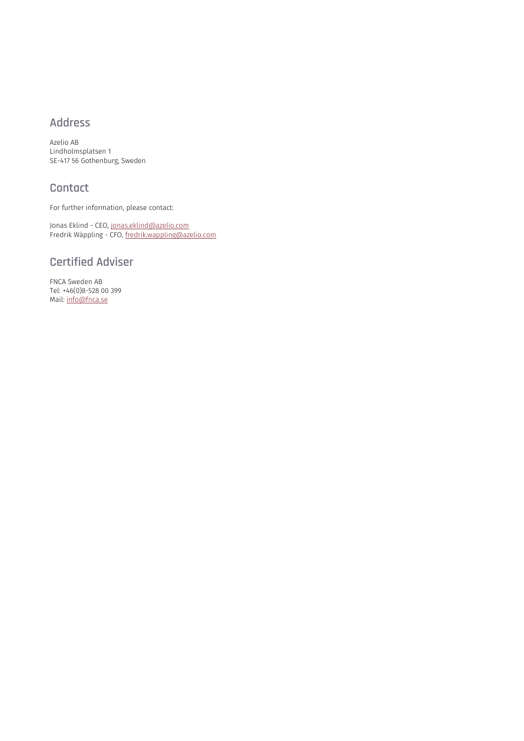## Address

Azelio AB
Lindholmsplatsen 1
SE-417 56 Gothenburg, Sweden

## Contact

For further information, please contact:

Jonas Eklind - CEO, jonas.eklind@azelio.com
Fredrik Wäppling - CFO, fredrik.wappling@azelio.com

## Certified Adviser

FNCA Sweden AB
Tel: +46(0)8-528 00 399
Mail: info@fnca.se